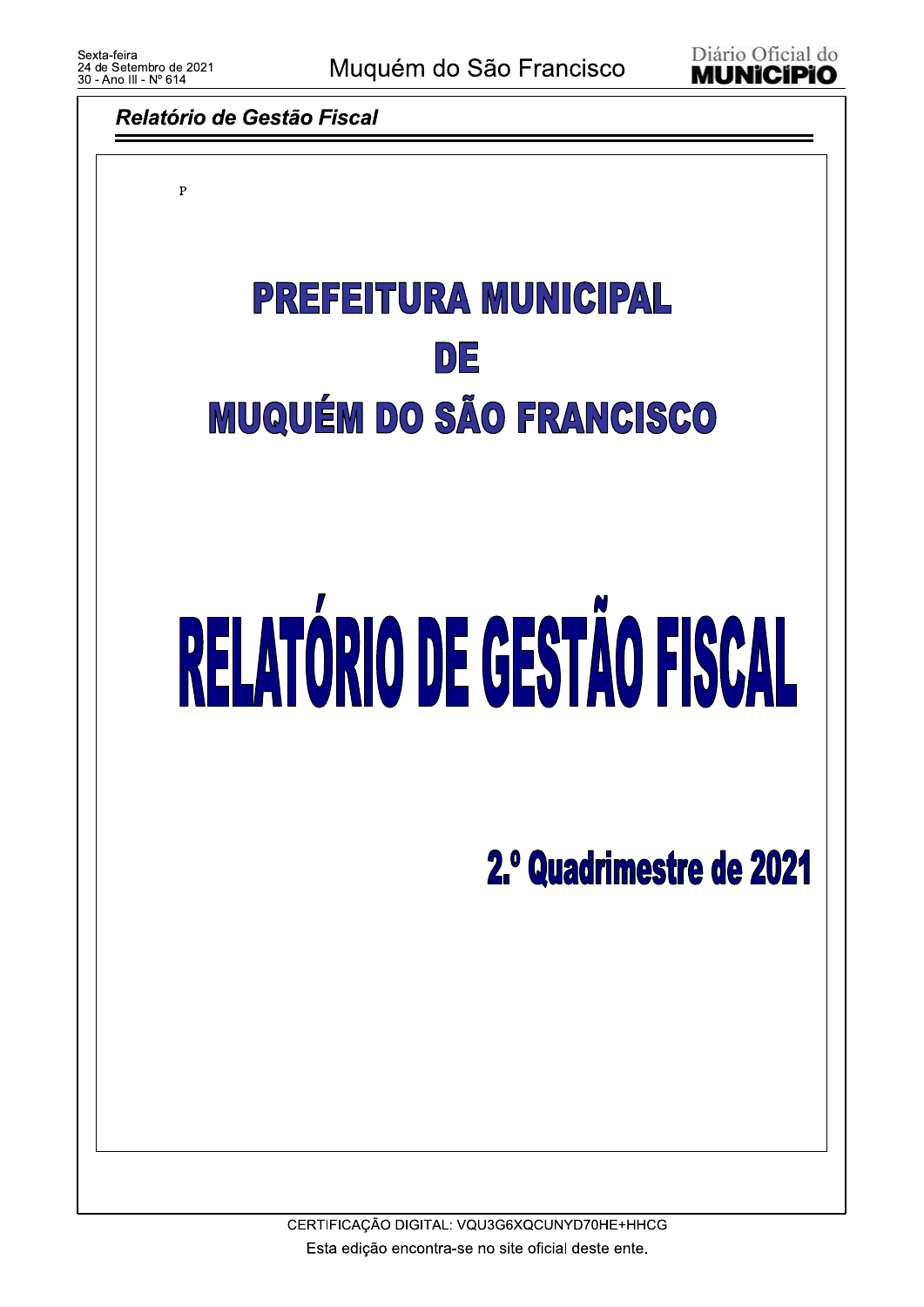## Relatório de Gestão Fiscal

P

# PREFEITURA MUNICIPAL DE MUQUÉM DO SÃO FRANCISCO

# RELATÓRIO DE GESTÃO FISCAL

## 2.º Quadrimestre de 2021

CERTIFICAÇÃO DIGITAL: VQU3G6XQCUNYD70HE+HHCG

Esta edição encontra-se no site oficial deste ente.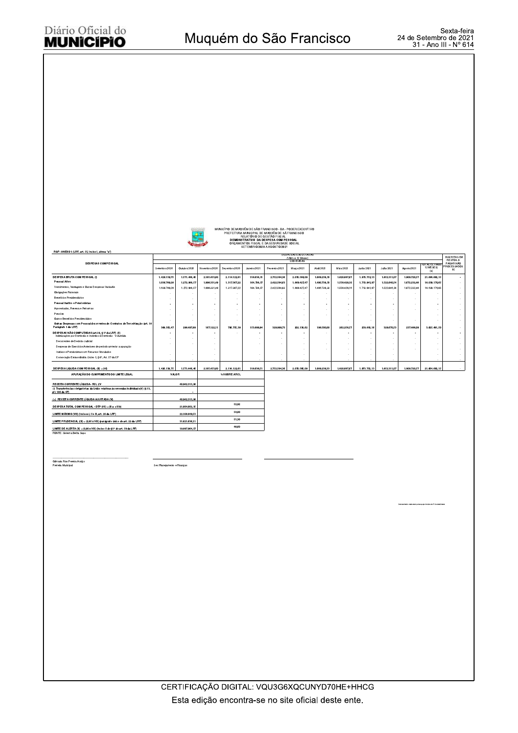MUNICÍPIO DE MUQUÉM DE SÃO FRANCISCO - BA - PODER EXECUTIVO
PREFEITURA MUNICIPAL DE MUQUÉM DE SÃO FRANCISCO
RELATÓRIO DE GESTÃO FISCAL
**DEMONSTRATIVO DA DESPESA COM PESSOAL**
ORÇAMENTOS FISCAL E DA SEGURIDADE SOCIAL
SETEMBRO/2020 A AGOSTO/2021

RGF - ANEXO I (LRF, art. 55, inciso I, alínea "a")

| DESPESAS COM PESSOAL | DESPESAS EXECUTADAS (Últimos 12 Meses) LIQUIDADAS | | | | | | | | | | | | | INSCRITAS EM RESTOS A PAGAR NÃO PROCESSADOS (b) |
|---|---|---|---|---|---|---|---|---|---|---|---|---|---|---|
| | Setembro/2020 | Outubro/2020 | Novembro/2020 | Dezembro/2020 | Janeiro/2021 | Fevereiro/2021 | Março/2021 | Abril/2021 | Maio/2021 | Junho/2021 | Julho/2021 | Agosto/2021 | TOTAL (ÚLTIMOS 12 MESES) (a) | |
| **DESPESA BRUTA COM PESSOAL (I)** | 1.426.139,75 | 1.571.446,46 | 2.165.453,60 | 2.114.122,61 | 318.630,51 | 2.752.504,36 | 2.070.566,09 | 1.689.239,33 | 1.820.687,67 | 1.975.752,13 | 1.852.311,07 | 1.909.730,57 | 21.666.582,15 | - |
| **Pessoal Ativo** | 1.036.789,28 | 1.272.968,57 | 1.998.331,49 | 1.317.367,22 | 164.730,57 | 2.422.504,63 | 1.868.427,47 | 1.490.739,33 | 1.558.429,10 | 1.715.941,97 | 1.522.640,54 | 1.672.232,48 | 18.038.170,65 | - |
| Vencimentos, Vantagens e Outras Despesas Variáveis | 1.036.789,28 | 1.272.968,57 | 1.998.331,49 | 1.317.367,22 | 164.730,57 | 2.422.504,63 | 1.868.427,47 | 1.490.739,33 | 1.558.429,10 | 1.715.941,97 | 1.522.640,54 | 1.672.232,48 | 18.038.170,65 | - |
| Obrigações Patronais | - | - | - | - | - | - | - | - | - | - | - | - | - | - |
| Benefícios Previdenciários | - | - | - | - | - | - | - | - | - | - | - | - | - | - |
| **Pessoal Inativo e Pensionistas** | - | - | - | - | - | - | - | - | - | - | - | - | - | - |
| Aposentadorias, Reserva e Reformas | - | - | - | - | - | - | - | - | - | - | - | - | - | - |
| Pensões | - | - | - | - | - | - | - | - | - | - | - | - | - | - |
| Outros Benefícios Previdenciários | - | - | - | - | - | - | - | - | - | - | - | - | - | - |
| **Outras Despesas com Pessoal decorrentes de Contratos de Terceirização (art. 18 Parágrafo 1 da LRF)** | 389.350,47 | 298.487,89 | 167.122,11 | 796.755,39 | 153.899,94 | 329.999,73 | 202.138,62 | 198.500,00 | 262.258,57 | 259.810,16 | 329.670,53 | 237.498,09 | 3.625.481,50 | - |
| **DESPESAS NÃO COMPUTADAS (art.19, § 1º da LRF) (II)** | - | - | - | - | - | - | - | - | - | - | - | - | - | - |
| Indenizações por Demissão e Incentivo à Demissão Voluntária | - | - | - | - | - | - | - | - | - | - | - | - | - | - |
| Decorrentes de Decisão Judicial | - | - | - | - | - | - | - | - | - | - | - | - | - | - |
| Despesas de Exercícios Anteriores de período anterior à apuração | - | - | - | - | - | - | - | - | - | - | - | - | - | - |
| Inativos e Pensionistas com Recursos Vinculados | - | - | - | - | - | - | - | - | - | - | - | - | - | - |
| Convocação Extraordinária (inciso II, § 6º, Art. 57 da CF | - | - | - | - | - | - | - | - | - | - | - | - | - | - |
| **DESPESA LÍQUIDA COM PESSOAL (III) = (I-II)** | 1.426.139,75 | 1.571.446,46 | 2.165.453,60 | 2.114.122,61 | 318.630,51 | 2.752.504,36 | 2.070.566,09 | 1.689.239,33 | 1.820.687,67 | 1.975.752,13 | 1.852.311,07 | 1.909.730,57 | 21.666.582,15 | - |

| APURAÇÃO DO CUMPRIMENTO DO LIMITE LEGAL | VALOR | % SOBRE A RCL |
|---|---|---|
| RECEITA CORRENTE LÍQUIDA - RCL (IV) | 40.942.313,94 | |
| (-) Transferências obrigatórias da União relativas às emendas individuais (V) (§ 13, art. 166 da CF) | - | |
| (=) RECEITA CORRENTE LÍQUIDA AJUSTADA (VI) | 40.942.313,94 | |
| DESPESA TOTAL COM PESSOAL - DTP (VII) = (III a + III b) | 21.666.582,15 | 52,92 |
| LIMITE MÁXIMO (VIII) (incisos I, II e III, art. 20 da LRF) | 22.108.849,53 | 54,00 |
| LIMITE PRUDENCIAL (IX) = (0,95 x VIII) (parágrafo único do art. 22 da LRF) | 21.003.407,05 | 51,30 |
| LIMITE DE ALERTA (X) = (0,90 x VIII) (inciso II do §1º do art. 59 da LRF) | 19.897.964,57 | 48,60 |

FONTE: Sistema Betha Sapo

Gilmaisis Rios Pereira Araújo
Prefeita Municipal

Sec Planejamento e Finanças

Demonstrativo elaborado pelo setor de Contabilidade.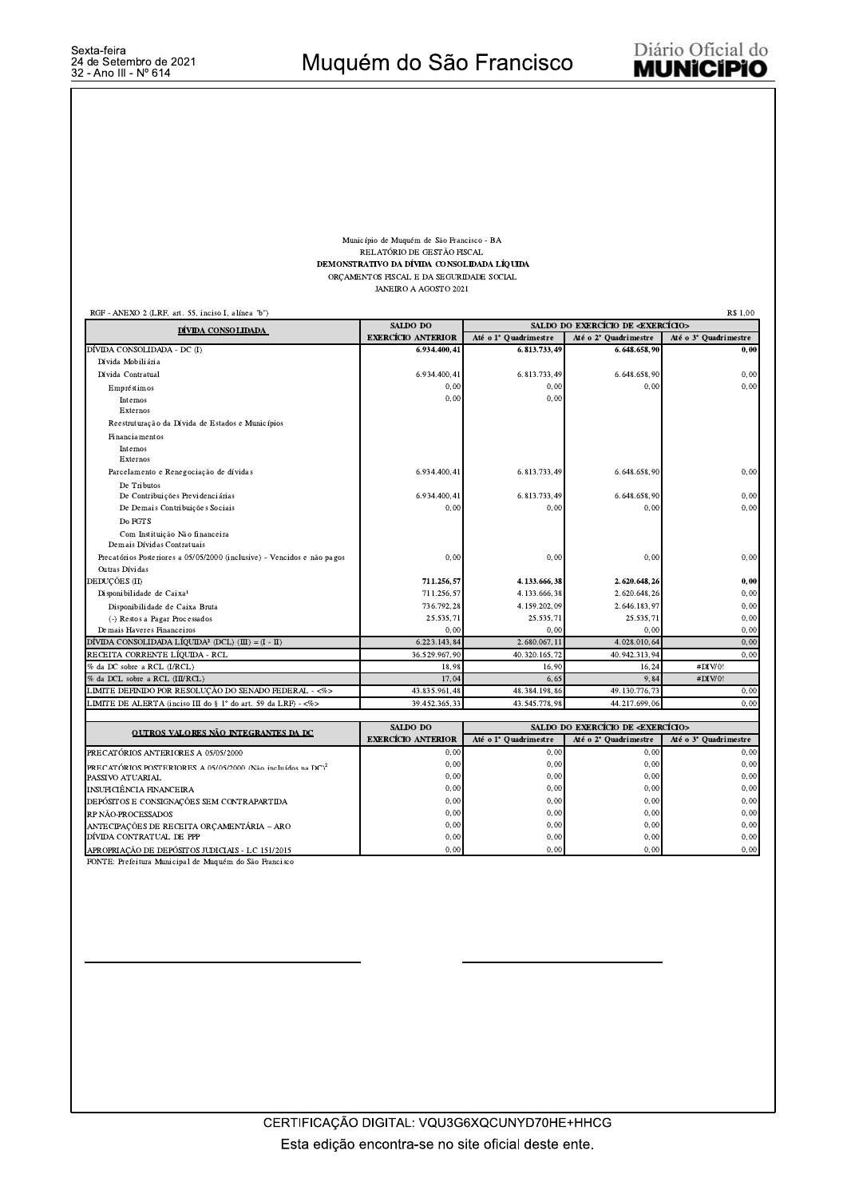Município de Muquém de São Francisco - BA
RELATÓRIO DE GESTÃO FISCAL
**DEMONSTRATIVO DA DÍVIDA CONSOLIDADA LÍQUIDA**
ORÇAMENTOS FISCAL E DA SEGURIDADE SOCIAL
JANEIRO A AGOSTO 2021

RGF - ANEXO 2 (LRF, art. 55, inciso I, alínea "b") R$ 1,00

| DÍVIDA CONSOLIDADA | SALDO DO EXERCÍCIO ANTERIOR | SALDO DO EXERCÍCIO DE <EXERCÍCIO> | | |
|---|---|---|---|---|
| | | Até o 1º Quadrimestre | Até o 2º Quadrimestre | Até o 3º Quadrimestre |
| **DÍVIDA CONSOLIDADA - DC (I)** | **6.934.400,41** | **6.813.733,49** | **6.648.658,90** | **0,00** |
| Dívida Mobiliária | | | | |
| Dívida Contratual | 6.934.400,41 | 6.813.733,49 | 6.648.658,90 | 0,00 |
| Empréstimos | 0,00 | 0,00 | 0,00 | 0,00 |
| Internos | 0,00 | 0,00 | | |
| Externos | | | | |
| Reestruturação da Dívida de Estados e Municípios | | | | |
| Financiamentos | | | | |
| Internos | | | | |
| Externos | | | | |
| Parcelamento e Renegociação de dívidas | 6.934.400,41 | 6.813.733,49 | 6.648.658,90 | 0,00 |
| De Tributos | | | | |
| De Contribuições Previdenciárias | 6.934.400,41 | 6.813.733,49 | 6.648.658,90 | 0,00 |
| De Demais Contribuições Sociais | 0,00 | 0,00 | 0,00 | 0,00 |
| Do FGTS | | | | |
| Com Instituição Não financeira | | | | |
| Demais Dívidas Contratuais | | | | |
| Precatórios Posteriores a 05/05/2000 (inclusive) - Vencidos e não pagos | 0,00 | 0,00 | 0,00 | 0,00 |
| Outras Dívidas | | | | |
| **DEDUÇÕES (II)** | **711.256,57** | **4.133.666,38** | **2.620.648,26** | **0,00** |
| Disponibilidade de Caixa[1] | 711.256,57 | 4.133.666,38 | 2.620.648,26 | 0,00 |
| Disponibilidade de Caixa Bruta | 736.792,28 | 4.159.202,09 | 2.646.183,97 | 0,00 |
| (-) Restos a Pagar Processados | 25.535,71 | 25.535,71 | 25.535,71 | 0,00 |
| Demais Haveres Financeiros | 0,00 | 0,00 | 0,00 | 0,00 |
| DÍVIDA CONSOLIDADA LÍQUIDA[2] (DCL) (III) = (I - II) | 6.223.143,84 | 2.680.067,11 | 4.028.010,64 | 0,00 |
| RECEITA CORRENTE LÍQUIDA - RCL | 36.529.967,90 | 40.320.165,72 | 40.942.313,94 | 0,00 |
| % da DC sobre a RCL (I/RCL) | 18,98 | 16,90 | 16,24 | #DIV/0! |
| % da DCL sobre a RCL (III/RCL) | 17,04 | 6,65 | 9,84 | #DIV/0! |
| LIMITE DEFINIDO POR RESOLUÇÃO DO SENADO FEDERAL - <%> | 43.835.961,48 | 48.384.198,86 | 49.130.776,73 | 0,00 |
| LIMITE DE ALERTA (inciso III do § 1º do art. 59 da LRF) - <%> | 39.452.365,33 | 43.545.778,98 | 44.217.699,06 | 0,00 |

| OUTROS VALORES NÃO INTEGRANTES DA DC | SALDO DO EXERCÍCIO ANTERIOR | SALDO DO EXERCÍCIO DE <EXERCÍCIO> | | |
|---|---|---|---|---|
| | | Até o 1º Quadrimestre | Até o 2º Quadrimestre | Até o 3º Quadrimestre |
| PRECATÓRIOS ANTERIORES A 05/05/2000 | 0,00 | 0,00 | 0,00 | 0,00 |
| PRECATÓRIOS POSTERIORES A 05/05/2000 (Não incluídos na DC)[2] | 0,00 | 0,00 | 0,00 | 0,00 |
| PASSIVO ATUARIAL | 0,00 | 0,00 | 0,00 | 0,00 |
| INSUFICIÊNCIA FINANCEIRA | 0,00 | 0,00 | 0,00 | 0,00 |
| DEPÓSITOS E CONSIGNAÇÕES SEM CONTRAPARTIDA | 0,00 | 0,00 | 0,00 | 0,00 |
| RP NÃO-PROCESSADOS | 0,00 | 0,00 | 0,00 | 0,00 |
| ANTECIPAÇÕES DE RECEITA ORÇAMENTÁRIA – ARO | 0,00 | 0,00 | 0,00 | 0,00 |
| DÍVIDA CONTRATUAL DE PPP | 0,00 | 0,00 | 0,00 | 0,00 |
| APROPRIAÇÃO DE DEPÓSITOS JUDICIAIS - LC 151/2015 | 0,00 | 0,00 | 0,00 | 0,00 |

FONTE: Prefeitura Municipal de Muquém do São Francisco

CERTIFICAÇÃO DIGITAL: VQU3G6XQCUNYD70HE+HHCG

Esta edição encontra-se no site oficial deste ente.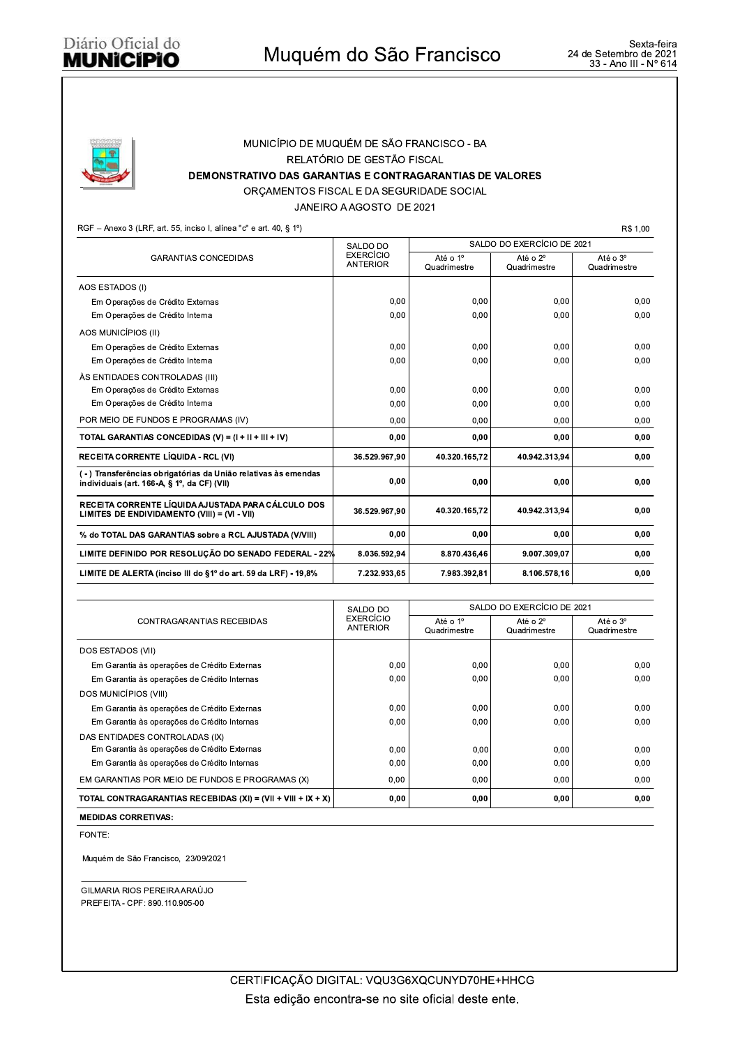MUNICÍPIO DE MUQUÉM DE SÃO FRANCISCO - BA

RELATÓRIO DE GESTÃO FISCAL

**DEMONSTRATIVO DAS GARANTIAS E CONTRAGARANTIAS DE VALORES**

ORÇAMENTOS FISCAL E DA SEGURIDADE SOCIAL

JANEIRO A AGOSTO DE 2021

RGF – Anexo 3 (LRF, art. 55, inciso I, alínea "c" e art. 40, § 1º) R$ 1,00

| GARANTIAS CONCEDIDAS | SALDO DO EXERCÍCIO ANTERIOR | SALDO DO EXERCÍCIO DE 2021 | | |
|---|---|---|---|---|
| | | Até o 1º Quadrimestre | Até o 2º Quadrimestre | Até o 3º Quadrimestre |
| AOS ESTADOS (I) | | | | |
| Em Operações de Crédito Externas | 0,00 | 0,00 | 0,00 | 0,00 |
| Em Operações de Crédito Interna | 0,00 | 0,00 | 0,00 | 0,00 |
| AOS MUNICÍPIOS (II) | | | | |
| Em Operações de Crédito Externas | 0,00 | 0,00 | 0,00 | 0,00 |
| Em Operações de Crédito Interna | 0,00 | 0,00 | 0,00 | 0,00 |
| ÀS ENTIDADES CONTROLADAS (III) | | | | |
| Em Operações de Crédito Externas | 0,00 | 0,00 | 0,00 | 0,00 |
| Em Operações de Crédito Interna | 0,00 | 0,00 | 0,00 | 0,00 |
| POR MEIO DE FUNDOS E PROGRAMAS (IV) | 0,00 | 0,00 | 0,00 | 0,00 |
| **TOTAL GARANTIAS CONCEDIDAS (V) = (I + II + III + IV)** | **0,00** | **0,00** | **0,00** | **0,00** |
| **RECEITA CORRENTE LÍQUIDA - RCL (VI)** | **36.529.967,90** | **40.320.165,72** | **40.942.313,94** | **0,00** |
| **( - ) Transferências obrigatórias da União relativas às emendas individuais (art. 166-A, § 1º, da CF) (VII)** | **0,00** | **0,00** | **0,00** | **0,00** |
| **RECEITA CORRENTE LÍQUIDA AJUSTADA PARA CÁLCULO DOS LIMITES DE ENDIVIDAMENTO (VIII) = (VI - VII)** | **36.529.967,90** | **40.320.165,72** | **40.942.313,94** | **0,00** |
| **% do TOTAL DAS GARANTIAS sobre a RCL AJUSTADA (V/VIII)** | **0,00** | **0,00** | **0,00** | **0,00** |
| **LIMITE DEFINIDO POR RESOLUÇÃO DO SENADO FEDERAL - 22%** | **8.036.592,94** | **8.870.436,46** | **9.007.309,07** | **0,00** |
| **LIMITE DE ALERTA (inciso III do §1º do art. 59 da LRF) - 19,8%** | **7.232.933,65** | **7.983.392,81** | **8.106.578,16** | **0,00** |

| CONTRAGARANTIAS RECEBIDAS | SALDO DO EXERCÍCIO ANTERIOR | SALDO DO EXERCÍCIO DE 2021 | | |
|---|---|---|---|---|
| | | Até o 1º Quadrimestre | Até o 2º Quadrimestre | Até o 3º Quadrimestre |
| DOS ESTADOS (VII) | | | | |
| Em Garantia às operações de Crédito Externas | 0,00 | 0,00 | 0,00 | 0,00 |
| Em Garantia às operações de Crédito Internas | 0,00 | 0,00 | 0,00 | 0,00 |
| DOS MUNICÍPIOS (VIII) | | | | |
| Em Garantia às operações de Crédito Externas | 0,00 | 0,00 | 0,00 | 0,00 |
| Em Garantia às operações de Crédito Internas | 0,00 | 0,00 | 0,00 | 0,00 |
| DAS ENTIDADES CONTROLADAS (IX) | | | | |
| Em Garantia às operações de Crédito Externas | 0,00 | 0,00 | 0,00 | 0,00 |
| Em Garantia às operações de Crédito Internas | 0,00 | 0,00 | 0,00 | 0,00 |
| EM GARANTIAS POR MEIO DE FUNDOS E PROGRAMAS (X) | 0,00 | 0,00 | 0,00 | 0,00 |
| **TOTAL CONTRAGARANTIAS RECEBIDAS (XI) = (VII + VIII + IX + X)** | **0,00** | **0,00** | **0,00** | **0,00** |

**MEDIDAS CORRETIVAS:**

FONTE:

Muquém de São Francisco, 23/09/2021

GILMARIA RIOS PEREIRA ARAÚJO

PREFEITA - CPF: 890.110.905-00

CERTIFICAÇÃO DIGITAL: VQU3G6XQCUNYD70HE+HHCG

Esta edição encontra-se no site oficial deste ente.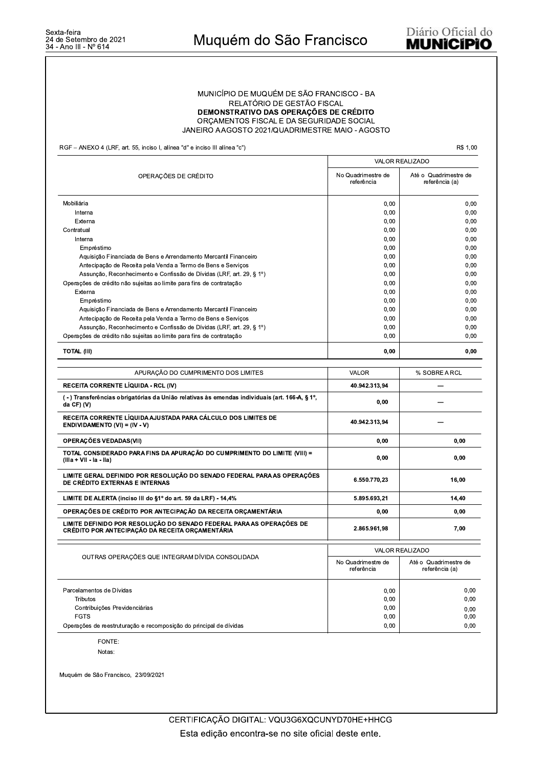MUNICÍPIO DE MUQUÉM DE SÃO FRANCISCO - BA
RELATÓRIO DE GESTÃO FISCAL
**DEMONSTRATIVO DAS OPERAÇÕES DE CRÉDITO**
ORÇAMENTOS FISCAL E DA SEGURIDADE SOCIAL
JANEIRO A AGOSTO 2021/QUADRIMESTRE MAIO - AGOSTO

RGF – ANEXO 4 (LRF, art. 55, inciso I, alínea "d" e inciso III alínea "c") R$ 1,00

| OPERAÇÕES DE CRÉDITO | VALOR REALIZADO | |
|---|---|---|
| | No Quadrimestre de referência | Até o Quadrimestre de referência (a) |
| Mobiliária | 0,00 | 0,00 |
| Interna | 0,00 | 0,00 |
| Externa | 0,00 | 0,00 |
| Contratual | 0,00 | 0,00 |
| Interna | 0,00 | 0,00 |
| Empréstimo | 0,00 | 0,00 |
| Aquisição Financiada de Bens e Arrendamento Mercantil Financeiro | 0,00 | 0,00 |
| Antecipação de Receita pela Venda a Termo de Bens e Serviços | 0,00 | 0,00 |
| Assunção, Reconhecimento e Confissão de Dívidas (LRF, art. 29, § 1º) | 0,00 | 0,00 |
| Operações de crédito não sujeitas ao limite para fins de contratação | 0,00 | 0,00 |
| Externa | 0,00 | 0,00 |
| Empréstimo | 0,00 | 0,00 |
| Aquisição Financiada de Bens e Arrendamento Mercantil Financeiro | 0,00 | 0,00 |
| Antecipação de Receita pela Venda a Termo de Bens e Serviços | 0,00 | 0,00 |
| Assunção, Reconhecimento e Confissão de Dívidas (LRF, art. 29, § 1º) | 0,00 | 0,00 |
| Operações de crédito não sujeitas ao limite para fins de contratação | 0,00 | 0,00 |
| **TOTAL (III)** | **0,00** | **0,00** |

| APURAÇÃO DO CUMPRIMENTO DOS LIMITES | VALOR | % SOBRE A RCL |
|---|---|---|
| **RECEITA CORRENTE LÍQUIDA - RCL (IV)** | **40.942.313,94** | — |
| **( - ) Transferências obrigatórias da União relativas às emendas individuais (art. 166-A, § 1º, da CF) (V)** | **0,00** | — |
| **RECEITA CORRENTE LÍQUIDA AJUSTADA PARA CÁLCULO DOS LIMITES DE ENDIVIDAMENTO (VI) = (IV - V)** | **40.942.313,94** | — |
| **OPERAÇÕES VEDADAS(VII)** | **0,00** | **0,00** |
| **TOTAL CONSIDERADO PARA FINS DA APURAÇÃO DO CUMPRIMENTO DO LIMITE (VIII) = (IIIa + VII - Ia - IIa)** | **0,00** | **0,00** |
| **LIMITE GERAL DEFINIDO POR RESOLUÇÃO DO SENADO FEDERAL PARA AS OPERAÇÕES DE CRÉDITO EXTERNAS E INTERNAS** | **6.550.770,23** | **16,00** |
| **LIMITE DE ALERTA (inciso III do §1º do art. 59 da LRF) - 14,4%** | **5.895.693,21** | **14,40** |
| **OPERAÇÕES DE CRÉDITO POR ANTECIPAÇÃO DA RECEITA ORÇAMENTÁRIA** | **0,00** | **0,00** |
| **LIMITE DEFINIDO POR RESOLUÇÃO DO SENADO FEDERAL PARA AS OPERAÇÕES DE CRÉDITO POR ANTECIPAÇÃO DA RECEITA ORÇAMENTÁRIA** | **2.865.961,98** | **7,00** |

| OUTRAS OPERAÇÕES QUE INTEGRAM DÍVIDA CONSOLIDADA | VALOR REALIZADO | |
|---|---|---|
| | No Quadrimestre de referência | Até o Quadrimestre de referência (a) |
| Parcelamentos de Dívidas | 0,00 | 0,00 |
| Tributos | 0,00 | 0,00 |
| Contribuições Previdenciárias | 0,00 | 0,00 |
| FGTS | 0,00 | 0,00 |
| Operações de reestruturação e recomposição do principal de dívidas | 0,00 | 0,00 |

FONTE:

Notas:

Muquém de São Francisco, 23/09/2021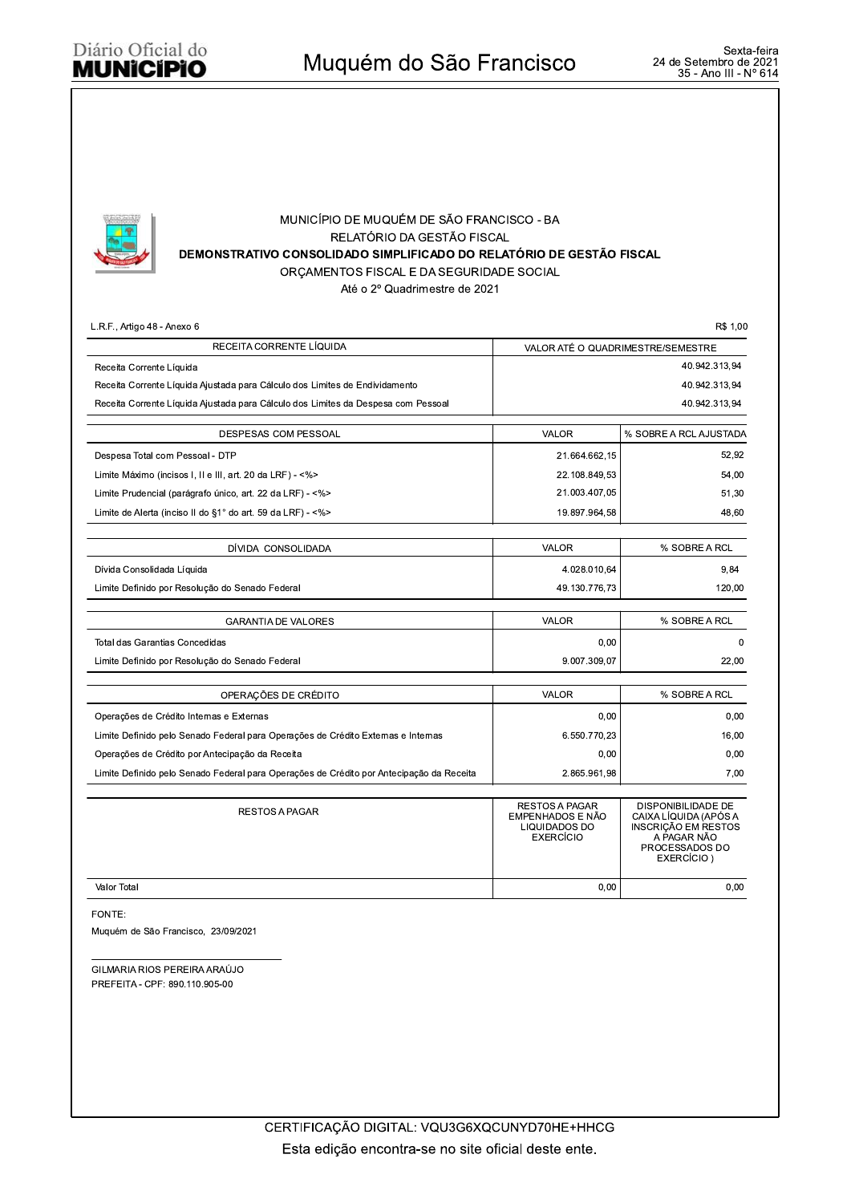MUNICÍPIO DE MUQUÉM DE SÃO FRANCISCO - BA

RELATÓRIO DA GESTÃO FISCAL

**DEMONSTRATIVO CONSOLIDADO SIMPLIFICADO DO RELATÓRIO DE GESTÃO FISCAL**

ORÇAMENTOS FISCAL E DA SEGURIDADE SOCIAL

Até o 2º Quadrimestre de 2021

L.R.F., Artigo 48 - Anexo 6 — R$ 1,00

| RECEITA CORRENTE LÍQUIDA | VALOR ATÉ O QUADRIMESTRE/SEMESTRE |
|---|---|
| Receita Corrente Líquida | 40.942.313,94 |
| Receita Corrente Líquida Ajustada para Cálculo dos Limites de Endividamento | 40.942.313,94 |
| Receita Corrente Líquida Ajustada para Cálculo dos Limites da Despesa com Pessoal | 40.942.313,94 |

| DESPESAS COM PESSOAL | VALOR | % SOBRE A RCL AJUSTADA |
|---|---|---|
| Despesa Total com Pessoal - DTP | 21.664.662,15 | 52,92 |
| Limite Máximo (incisos I, II e III, art. 20 da LRF) - <%> | 22.108.849,53 | 54,00 |
| Limite Prudencial (parágrafo único, art. 22 da LRF) - <%> | 21.003.407,05 | 51,30 |
| Limite de Alerta (inciso II do §1° do art. 59 da LRF) - <%> | 19.897.964,58 | 48,60 |

| DÍVIDA CONSOLIDADA | VALOR | % SOBRE A RCL |
|---|---|---|
| Dívida Consolidada Líquida | 4.028.010,64 | 9,84 |
| Limite Definido por Resolução do Senado Federal | 49.130.776,73 | 120,00 |

| GARANTIA DE VALORES | VALOR | % SOBRE A RCL |
|---|---|---|
| Total das Garantias Concedidas | 0,00 | 0 |
| Limite Definido por Resolução do Senado Federal | 9.007.309,07 | 22,00 |

| OPERAÇÕES DE CRÉDITO | VALOR | % SOBRE A RCL |
|---|---|---|
| Operações de Crédito Internas e Externas | 0,00 | 0,00 |
| Limite Definido pelo Senado Federal para Operações de Crédito Externas e Internas | 6.550.770,23 | 16,00 |
| Operações de Crédito por Antecipação da Receita | 0,00 | 0,00 |
| Limite Definido pelo Senado Federal para Operações de Crédito por Antecipação da Receita | 2.865.961,98 | 7,00 |

| RESTOS A PAGAR | RESTOS A PAGAR EMPENHADOS E NÃO LIQUIDADOS DO EXERCÍCIO | DISPONIBILIDADE DE CAIXA LÍQUIDA (APÓS A INSCRIÇÃO EM RESTOS A PAGAR NÃO PROCESSADOS DO EXERCÍCIO ) |
|---|---|---|
| Valor Total | 0,00 | 0,00 |

FONTE:

Muquém de São Francisco, 23/09/2021

GILMARIA RIOS PEREIRA ARAÚJO

PREFEITA - CPF: 890.110.905-00